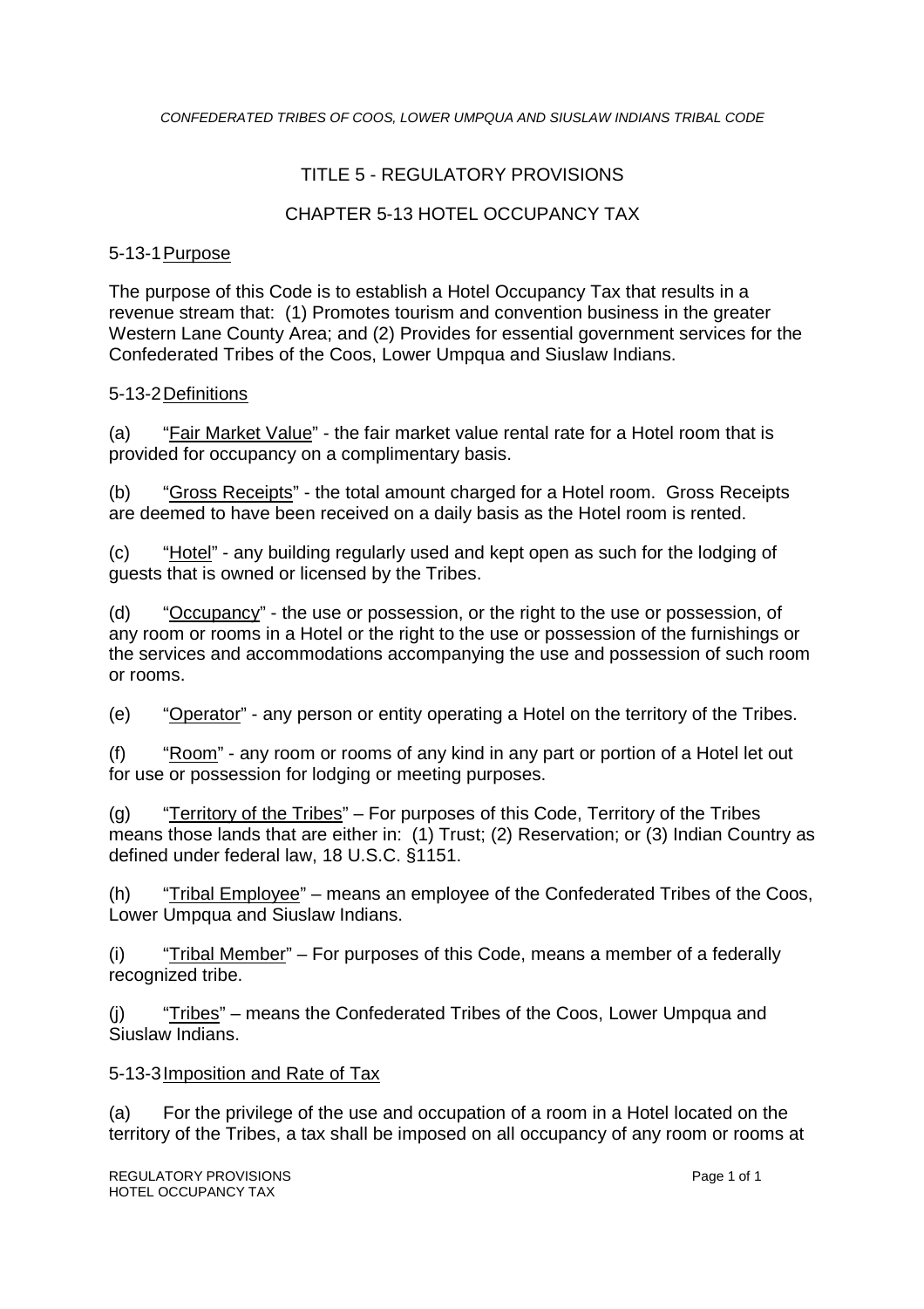# TITLE 5 - REGULATORY PROVISIONS

## CHAPTER 5-13 HOTEL OCCUPANCY TAX

### 5-13-1 Purpose

The purpose of this Code is to establish a Hotel Occupancy Tax that results in a revenue stream that: (1) Promotes tourism and convention business in the greater Western Lane County Area; and (2) Provides for essential government services for the Confederated Tribes of the Coos, Lower Umpqua and Siuslaw Indians.

### 5-13-2 Definitions

(a) "Fair Market Value" - the fair market value rental rate for a Hotel room that is provided for occupancy on a complimentary basis.

(b) "Gross Receipts" - the total amount charged for a Hotel room. Gross Receipts are deemed to have been received on a daily basis as the Hotel room is rented.

(c) "Hotel" - any building regularly used and kept open as such for the lodging of guests that is owned or licensed by the Tribes.

(d) "Occupancy" - the use or possession, or the right to the use or possession, of any room or rooms in a Hotel or the right to the use or possession of the furnishings or the services and accommodations accompanying the use and possession of such room or rooms.

(e) "Operator" - any person or entity operating a Hotel on the territory of the Tribes.

(f) "Room" - any room or rooms of any kind in any part or portion of a Hotel let out for use or possession for lodging or meeting purposes.

(g) "Territory of the Tribes" – For purposes of this Code, Territory of the Tribes means those lands that are either in: (1) Trust; (2) Reservation; or (3) Indian Country as defined under federal law, 18 U.S.C. §1151.

(h) "Tribal Employee" – means an employee of the Confederated Tribes of the Coos, Lower Umpqua and Siuslaw Indians.

(i) "Tribal Member" – For purposes of this Code, means a member of a federally recognized tribe.

(j) "Tribes" – means the Confederated Tribes of the Coos, Lower Umpqua and Siuslaw Indians.

### 5-13-3 Imposition and Rate of Tax

(a) For the privilege of the use and occupation of a room in a Hotel located on the territory of the Tribes, a tax shall be imposed on all occupancy of any room or rooms at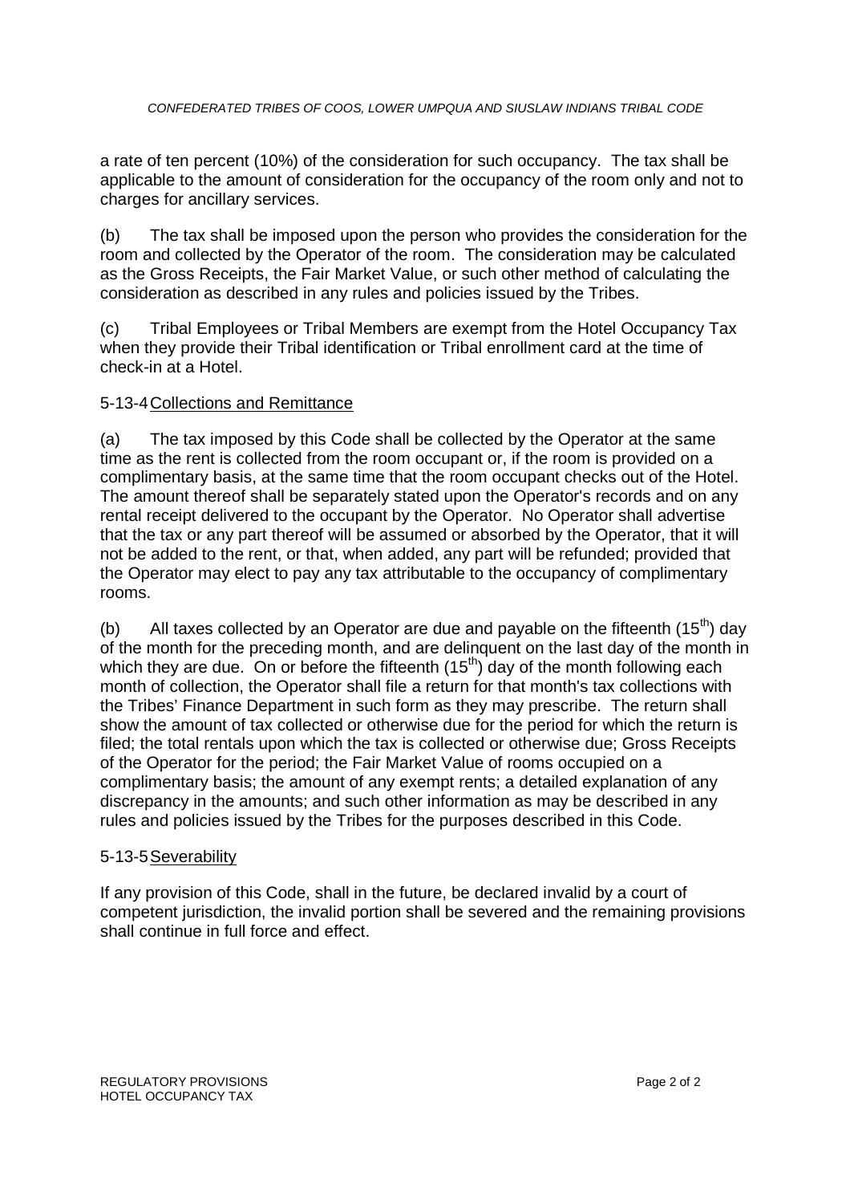a rate of ten percent (10%) of the consideration for such occupancy. The tax shall be applicable to the amount of consideration for the occupancy of the room only and not to charges for ancillary services.

(b) The tax shall be imposed upon the person who provides the consideration for the room and collected by the Operator of the room. The consideration may be calculated as the Gross Receipts, the Fair Market Value, or such other method of calculating the consideration as described in any rules and policies issued by the Tribes.

(c) Tribal Employees or Tribal Members are exempt from the Hotel Occupancy Tax when they provide their Tribal identification or Tribal enrollment card at the time of check-in at a Hotel.

### 5-13-4 Collections and Remittance

(a) The tax imposed by this Code shall be collected by the Operator at the same time as the rent is collected from the room occupant or, if the room is provided on a complimentary basis, at the same time that the room occupant checks out of the Hotel. The amount thereof shall be separately stated upon the Operator's records and on any rental receipt delivered to the occupant by the Operator. No Operator shall advertise that the tax or any part thereof will be assumed or absorbed by the Operator, that it will not be added to the rent, or that, when added, any part will be refunded; provided that the Operator may elect to pay any tax attributable to the occupancy of complimentary rooms.

(b) All taxes collected by an Operator are due and payable on the fifteenth (15th) day of the month for the preceding month, and are delinquent on the last day of the month in which they are due. On or before the fifteenth (15th) day of the month following each month of collection, the Operator shall file a return for that month's tax collections with the Tribes' Finance Department in such form as they may prescribe. The return shall show the amount of tax collected or otherwise due for the period for which the return is filed; the total rentals upon which the tax is collected or otherwise due; Gross Receipts of the Operator for the period; the Fair Market Value of rooms occupied on a complimentary basis; the amount of any exempt rents; a detailed explanation of any discrepancy in the amounts; and such other information as may be described in any rules and policies issued by the Tribes for the purposes described in this Code.

### 5-13-5 Severability

If any provision of this Code, shall in the future, be declared invalid by a court of competent jurisdiction, the invalid portion shall be severed and the remaining provisions shall continue in full force and effect.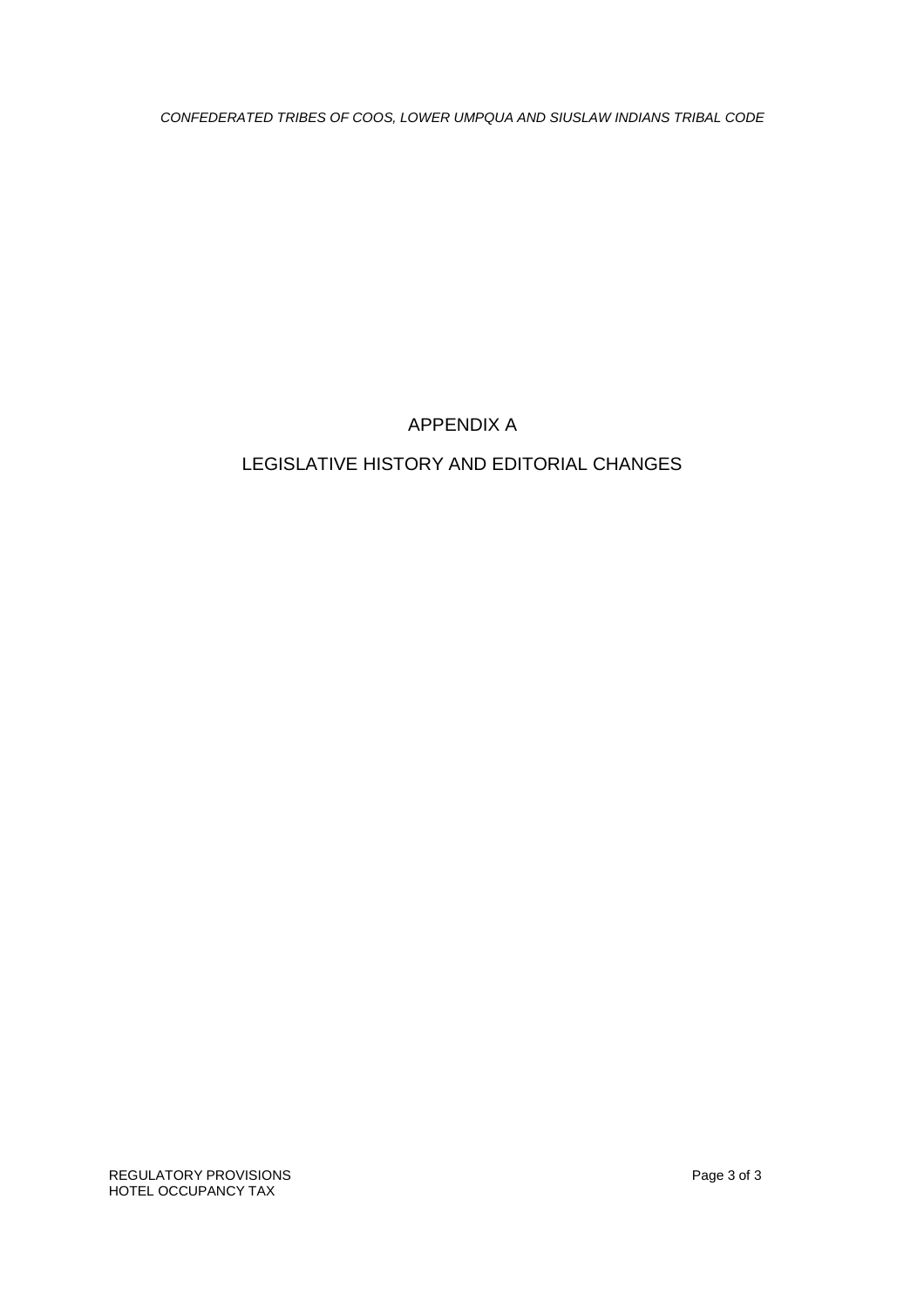# APPENDIX A

# LEGISLATIVE HISTORY AND EDITORIAL CHANGES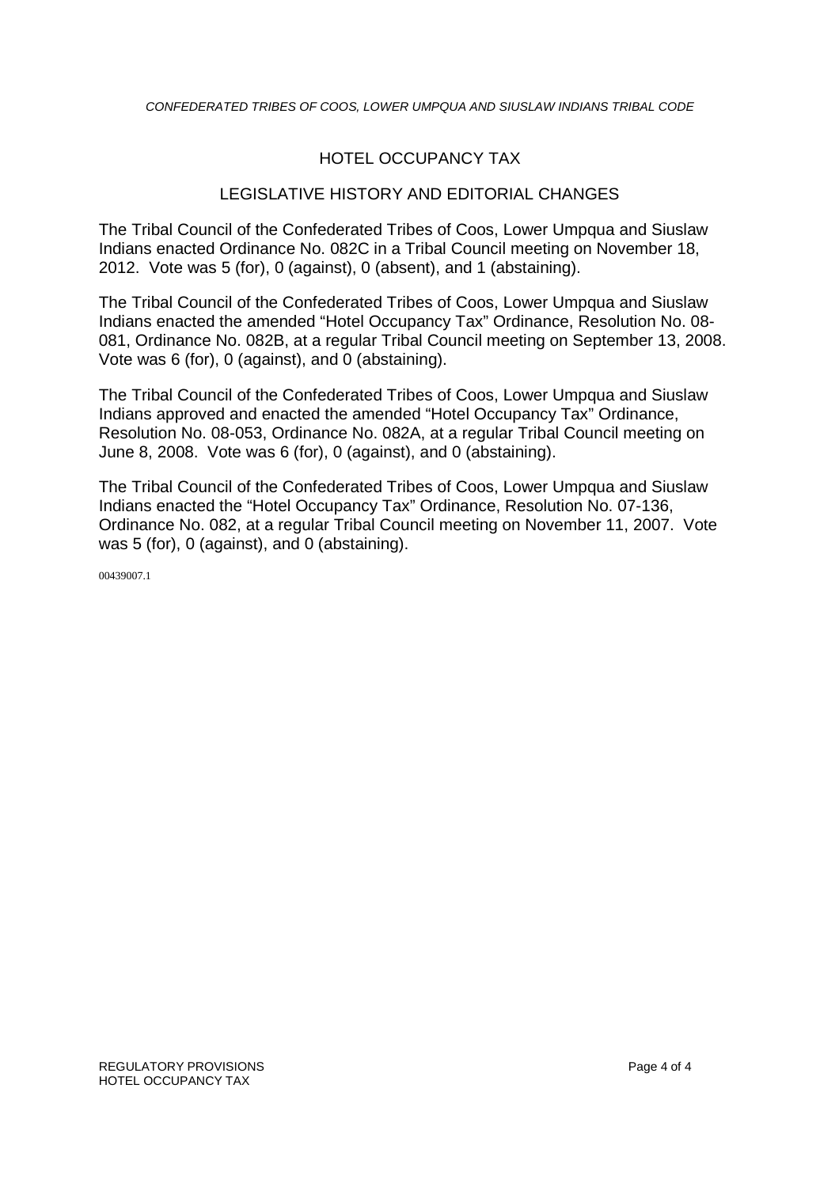## HOTEL OCCUPANCY TAX

## LEGISLATIVE HISTORY AND EDITORIAL CHANGES

The Tribal Council of the Confederated Tribes of Coos, Lower Umpqua and Siuslaw Indians enacted Ordinance No. 082C in a Tribal Council meeting on November 18, 2012. Vote was 5 (for), 0 (against), 0 (absent), and 1 (abstaining).

The Tribal Council of the Confederated Tribes of Coos, Lower Umpqua and Siuslaw Indians enacted the amended "Hotel Occupancy Tax" Ordinance, Resolution No. 08-081, Ordinance No. 082B, at a regular Tribal Council meeting on September 13, 2008. Vote was 6 (for), 0 (against), and 0 (abstaining).

The Tribal Council of the Confederated Tribes of Coos, Lower Umpqua and Siuslaw Indians approved and enacted the amended "Hotel Occupancy Tax" Ordinance, Resolution No. 08-053, Ordinance No. 082A, at a regular Tribal Council meeting on June 8, 2008. Vote was 6 (for), 0 (against), and 0 (abstaining).

The Tribal Council of the Confederated Tribes of Coos, Lower Umpqua and Siuslaw Indians enacted the "Hotel Occupancy Tax" Ordinance, Resolution No. 07-136, Ordinance No. 082, at a regular Tribal Council meeting on November 11, 2007. Vote was 5 (for), 0 (against), and 0 (abstaining).

00439007.1